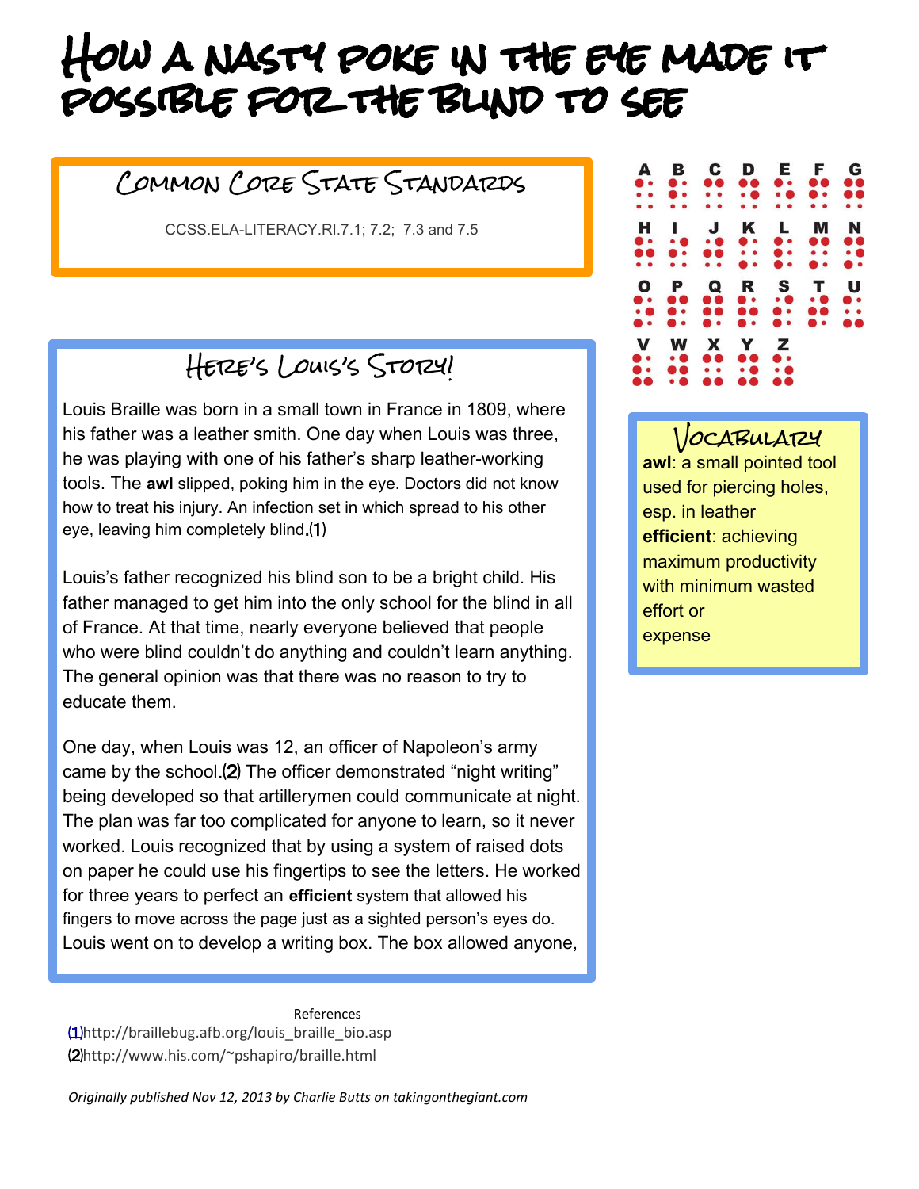# How a nasty poke in the eye made it possible for the blind to see

## Common Core State Standards

CCSS.ELA-LITERACY.RI.7.1; 7.2; 7.3 and 7.5

## Here's Louis's Story!

Louis Braille was born in a small town in France in 1809, where his father was a leather smith. One day when Louis was three, he was playing with one of his father's sharp leather-working tools. The **awl** slipped, poking him in the eye. Doctors did not know how to treat his injury. An infection set in which spread to his other eye, leaving him completely blind.(1)

Louis's father recognized his blind son to be a bright child. His father managed to get him into the only school for the blind in all of France. At that time, nearly everyone believed that people who were blind couldn't do anything and couldn't learn anything. The general opinion was that there was no reason to try to educate them.

One day, when Louis was 12, an officer of Napoleon's army came by the school.(2) The officer demonstrated "night writing" being developed so that artillerymen could communicate at night. The plan was far too complicated for anyone to learn, so it never worked. Louis recognized that by using a system of raised dots on paper he could use his fingertips to see the letters. He worked for three years to perfect an **efficient** system that allowed his fingers to move across the page just as a sighted person's eyes do. Louis went on to develop a writing box. The box allowed anyone,

A B C D E F G H I J K L M N O P Q R S T U V W X Y Z

## Vocabulary

**awl**: a small pointed tool used for piercing holes, esp. in leather

**efficient**: achieving maximum productivity with minimum wasted effort or expense

References

(1)http://braillebug.afb.org/louis_braille_bio.asp

(2)http://www.his.com/~pshapiro/braille.html

*Originally published Nov 12, 2013 by Charlie Butts on takingonthegiant.com*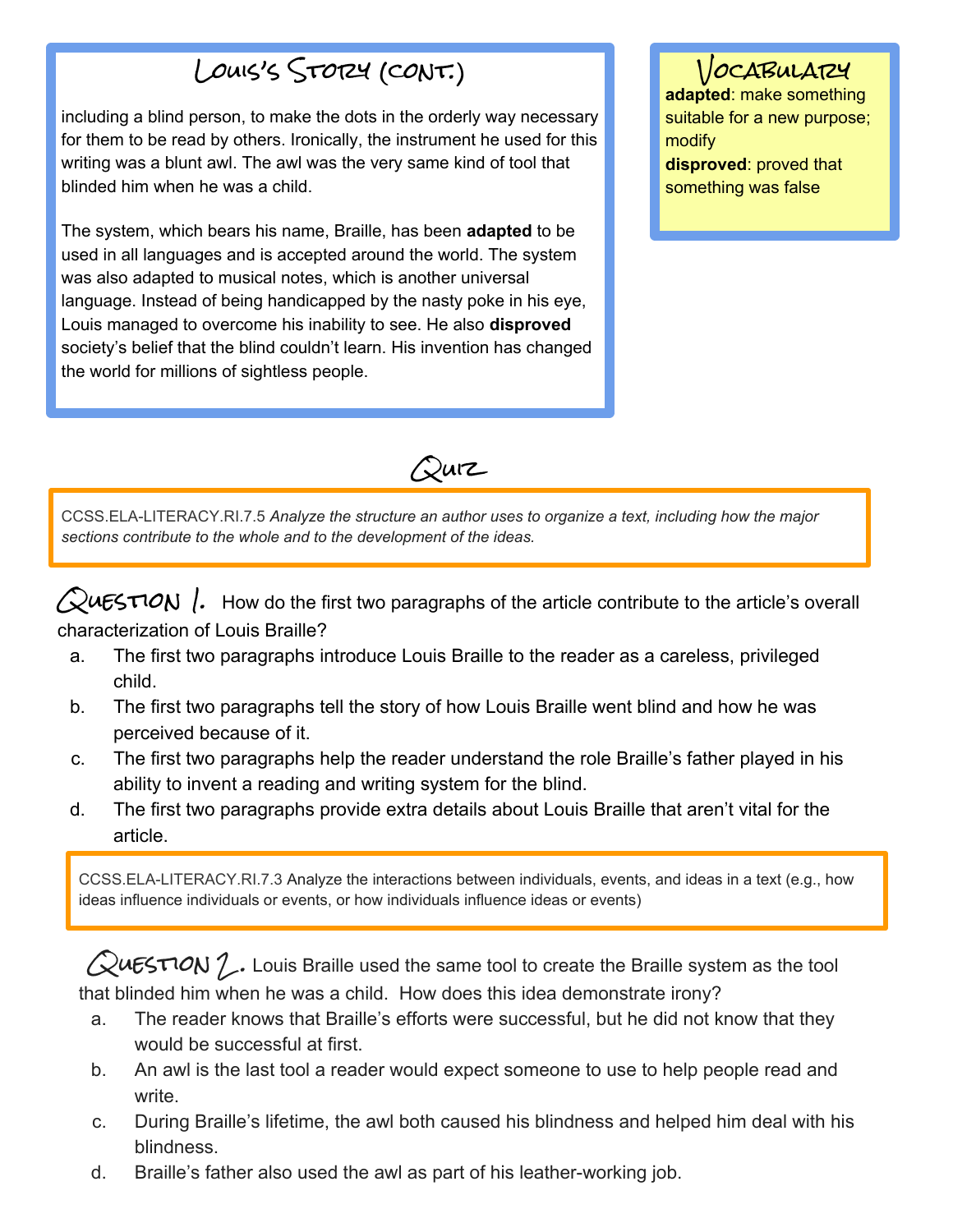## Louis's Story (cont.)

including a blind person, to make the dots in the orderly way necessary for them to be read by others. Ironically, the instrument he used for this writing was a blunt awl. The awl was the very same kind of tool that blinded him when he was a child.

The system, which bears his name, Braille, has been **adapted** to be used in all languages and is accepted around the world. The system was also adapted to musical notes, which is another universal language. Instead of being handicapped by the nasty poke in his eye, Louis managed to overcome his inability to see. He also **disproved** society's belief that the blind couldn't learn. His invention has changed the world for millions of sightless people.

## Vocabulary

**adapted**: make something suitable for a new purpose; modify

**disproved**: proved that something was false

# Quiz

CCSS.ELA-LITERACY.RI.7.5 *Analyze the structure an author uses to organize a text, including how the major sections contribute to the whole and to the development of the ideas.*

**Question 1.** How do the first two paragraphs of the article contribute to the article's overall characterization of Louis Braille?

a. The first two paragraphs introduce Louis Braille to the reader as a careless, privileged child.
b. The first two paragraphs tell the story of how Louis Braille went blind and how he was perceived because of it.
c. The first two paragraphs help the reader understand the role Braille's father played in his ability to invent a reading and writing system for the blind.
d. The first two paragraphs provide extra details about Louis Braille that aren't vital for the article.

CCSS.ELA-LITERACY.RI.7.3 Analyze the interactions between individuals, events, and ideas in a text (e.g., how ideas influence individuals or events, or how individuals influence ideas or events)

**Question 2.** Louis Braille used the same tool to create the Braille system as the tool that blinded him when he was a child. How does this idea demonstrate irony?

a. The reader knows that Braille's efforts were successful, but he did not know that they would be successful at first.
b. An awl is the last tool a reader would expect someone to use to help people read and write.
c. During Braille's lifetime, the awl both caused his blindness and helped him deal with his blindness.
d. Braille's father also used the awl as part of his leather-working job.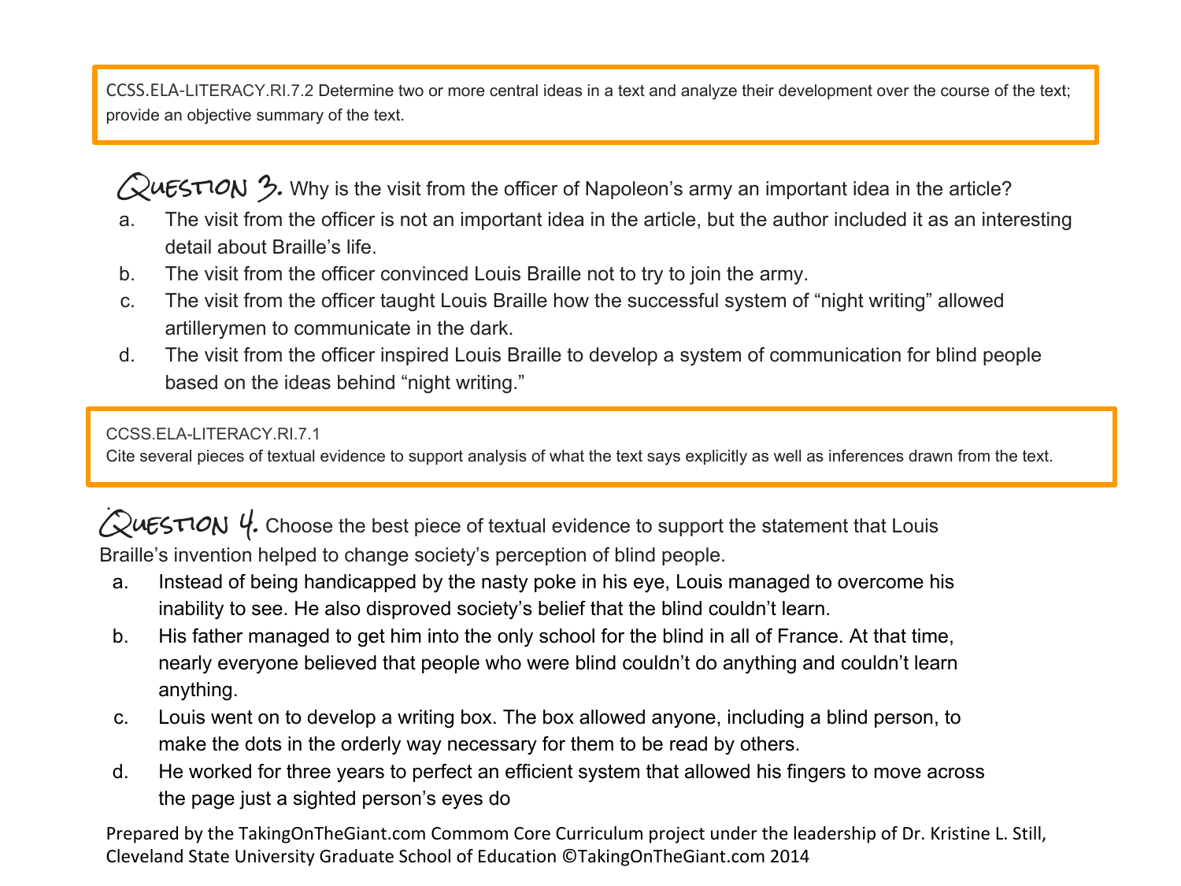CCSS.ELA-LITERACY.RI.7.2 Determine two or more central ideas in a text and analyze their development over the course of the text; provide an objective summary of the text.

**QUESTION 3.** Why is the visit from the officer of Napoleon's army an important idea in the article?

a. The visit from the officer is not an important idea in the article, but the author included it as an interesting detail about Braille's life.
b. The visit from the officer convinced Louis Braille not to try to join the army.
c. The visit from the officer taught Louis Braille how the successful system of "night writing" allowed artillerymen to communicate in the dark.
d. The visit from the officer inspired Louis Braille to develop a system of communication for blind people based on the ideas behind "night writing."

CCSS.ELA-LITERACY.RI.7.1
Cite several pieces of textual evidence to support analysis of what the text says explicitly as well as inferences drawn from the text.

**QUESTION 4.** Choose the best piece of textual evidence to support the statement that Louis Braille's invention helped to change society's perception of blind people.

a. Instead of being handicapped by the nasty poke in his eye, Louis managed to overcome his inability to see. He also disproved society's belief that the blind couldn't learn.
b. His father managed to get him into the only school for the blind in all of France. At that time, nearly everyone believed that people who were blind couldn't do anything and couldn't learn anything.
c. Louis went on to develop a writing box. The box allowed anyone, including a blind person, to make the dots in the orderly way necessary for them to be read by others.
d. He worked for three years to perfect an efficient system that allowed his fingers to move across the page just a sighted person's eyes do

Prepared by the TakingOnTheGiant.com Commom Core Curriculum project under the leadership of Dr. Kristine L. Still, Cleveland State University Graduate School of Education ©TakingOnTheGiant.com 2014